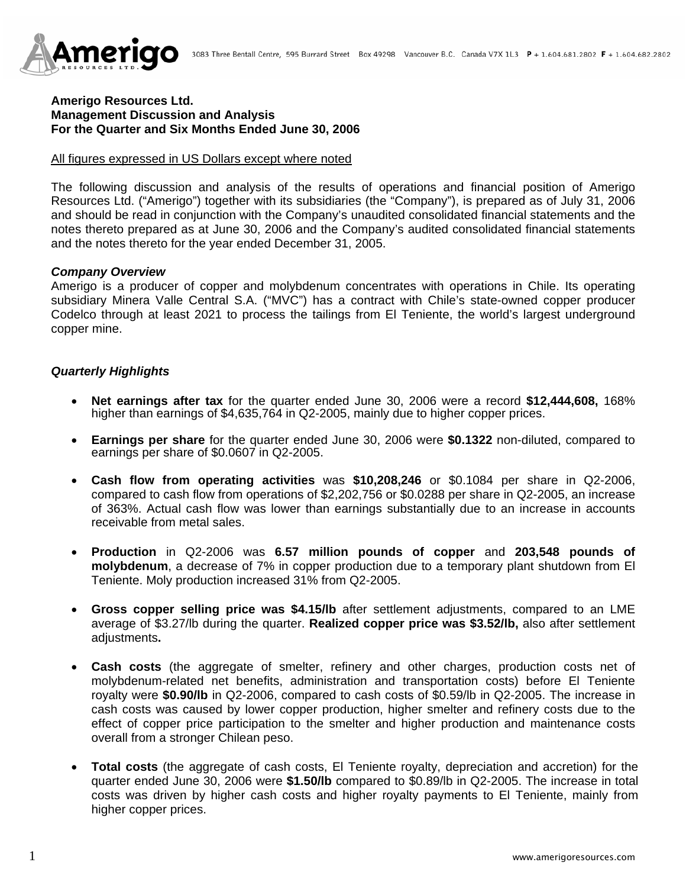**Amerigo Resources Ltd.**
**Management Discussion and Analysis**
**For the Quarter and Six Months Ended June 30, 2006**

All figures expressed in US Dollars except where noted

The following discussion and analysis of the results of operations and financial position of Amerigo Resources Ltd. ("Amerigo") together with its subsidiaries (the "Company"), is prepared as of July 31, 2006 and should be read in conjunction with the Company's unaudited consolidated financial statements and the notes thereto prepared as at June 30, 2006 and the Company's audited consolidated financial statements and the notes thereto for the year ended December 31, 2005.

***Company Overview***

Amerigo is a producer of copper and molybdenum concentrates with operations in Chile. Its operating subsidiary Minera Valle Central S.A. ("MVC") has a contract with Chile's state-owned copper producer Codelco through at least 2021 to process the tailings from El Teniente, the world's largest underground copper mine.

***Quarterly Highlights***

- **Net earnings after tax** for the quarter ended June 30, 2006 were a record **$12,444,608,** 168% higher than earnings of $4,635,764 in Q2-2005, mainly due to higher copper prices.
- **Earnings per share** for the quarter ended June 30, 2006 were **$0.1322** non-diluted, compared to earnings per share of $0.0607 in Q2-2005.
- **Cash flow from operating activities** was **$10,208,246** or $0.1084 per share in Q2-2006, compared to cash flow from operations of $2,202,756 or $0.0288 per share in Q2-2005, an increase of 363%. Actual cash flow was lower than earnings substantially due to an increase in accounts receivable from metal sales.
- **Production** in Q2-2006 was **6.57 million pounds of copper** and **203,548 pounds of molybdenum**, a decrease of 7% in copper production due to a temporary plant shutdown from El Teniente. Moly production increased 31% from Q2-2005.
- **Gross copper selling price was $4.15/lb** after settlement adjustments, compared to an LME average of $3.27/lb during the quarter. **Realized copper price was $3.52/lb,** also after settlement adjustments**.**
- **Cash costs** (the aggregate of smelter, refinery and other charges, production costs net of molybdenum-related net benefits, administration and transportation costs) before El Teniente royalty were **$0.90/lb** in Q2-2006, compared to cash costs of $0.59/lb in Q2-2005. The increase in cash costs was caused by lower copper production, higher smelter and refinery costs due to the effect of copper price participation to the smelter and higher production and maintenance costs overall from a stronger Chilean peso.
- **Total costs** (the aggregate of cash costs, El Teniente royalty, depreciation and accretion) for the quarter ended June 30, 2006 were **$1.50/lb** compared to $0.89/lb in Q2-2005. The increase in total costs was driven by higher cash costs and higher royalty payments to El Teniente, mainly from higher copper prices.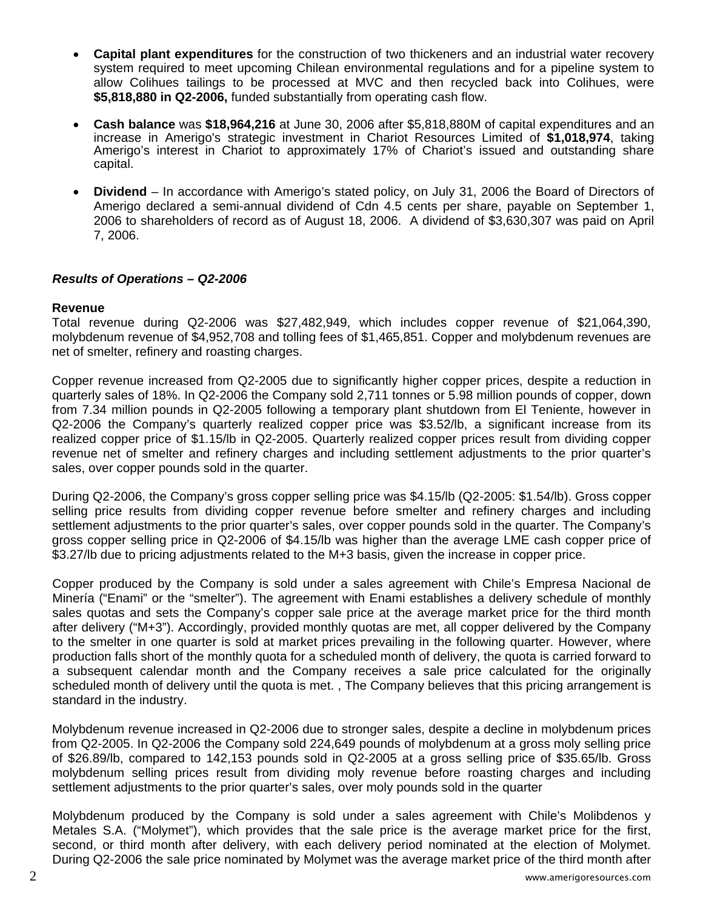- **Capital plant expenditures** for the construction of two thickeners and an industrial water recovery system required to meet upcoming Chilean environmental regulations and for a pipeline system to allow Colihues tailings to be processed at MVC and then recycled back into Colihues, were **$5,818,880 in Q2-2006,** funded substantially from operating cash flow.

- **Cash balance** was **$18,964,216** at June 30, 2006 after $5,818,880M of capital expenditures and an increase in Amerigo's strategic investment in Chariot Resources Limited of **$1,018,974**, taking Amerigo's interest in Chariot to approximately 17% of Chariot's issued and outstanding share capital.

- **Dividend** – In accordance with Amerigo's stated policy, on July 31, 2006 the Board of Directors of Amerigo declared a semi-annual dividend of Cdn 4.5 cents per share, payable on September 1, 2006 to shareholders of record as of August 18, 2006. A dividend of $3,630,307 was paid on April 7, 2006.

### *Results of Operations – Q2-2006*

**Revenue**

Total revenue during Q2-2006 was $27,482,949, which includes copper revenue of $21,064,390, molybdenum revenue of $4,952,708 and tolling fees of $1,465,851. Copper and molybdenum revenues are net of smelter, refinery and roasting charges.

Copper revenue increased from Q2-2005 due to significantly higher copper prices, despite a reduction in quarterly sales of 18%. In Q2-2006 the Company sold 2,711 tonnes or 5.98 million pounds of copper, down from 7.34 million pounds in Q2-2005 following a temporary plant shutdown from El Teniente, however in Q2-2006 the Company's quarterly realized copper price was $3.52/lb, a significant increase from its realized copper price of $1.15/lb in Q2-2005. Quarterly realized copper prices result from dividing copper revenue net of smelter and refinery charges and including settlement adjustments to the prior quarter's sales, over copper pounds sold in the quarter.

During Q2-2006, the Company's gross copper selling price was $4.15/lb (Q2-2005: $1.54/lb). Gross copper selling price results from dividing copper revenue before smelter and refinery charges and including settlement adjustments to the prior quarter's sales, over copper pounds sold in the quarter. The Company's gross copper selling price in Q2-2006 of $4.15/lb was higher than the average LME cash copper price of $3.27/lb due to pricing adjustments related to the M+3 basis, given the increase in copper price.

Copper produced by the Company is sold under a sales agreement with Chile's Empresa Nacional de Minería ("Enami" or the "smelter"). The agreement with Enami establishes a delivery schedule of monthly sales quotas and sets the Company's copper sale price at the average market price for the third month after delivery ("M+3"). Accordingly, provided monthly quotas are met, all copper delivered by the Company to the smelter in one quarter is sold at market prices prevailing in the following quarter. However, where production falls short of the monthly quota for a scheduled month of delivery, the quota is carried forward to a subsequent calendar month and the Company receives a sale price calculated for the originally scheduled month of delivery until the quota is met. , The Company believes that this pricing arrangement is standard in the industry.

Molybdenum revenue increased in Q2-2006 due to stronger sales, despite a decline in molybdenum prices from Q2-2005. In Q2-2006 the Company sold 224,649 pounds of molybdenum at a gross moly selling price of $26.89/lb, compared to 142,153 pounds sold in Q2-2005 at a gross selling price of $35.65/lb. Gross molybdenum selling prices result from dividing moly revenue before roasting charges and including settlement adjustments to the prior quarter's sales, over moly pounds sold in the quarter

Molybdenum produced by the Company is sold under a sales agreement with Chile's Molibdenos y Metales S.A. ("Molymet"), which provides that the sale price is the average market price for the first, second, or third month after delivery, with each delivery period nominated at the election of Molymet. During Q2-2006 the sale price nominated by Molymet was the average market price of the third month after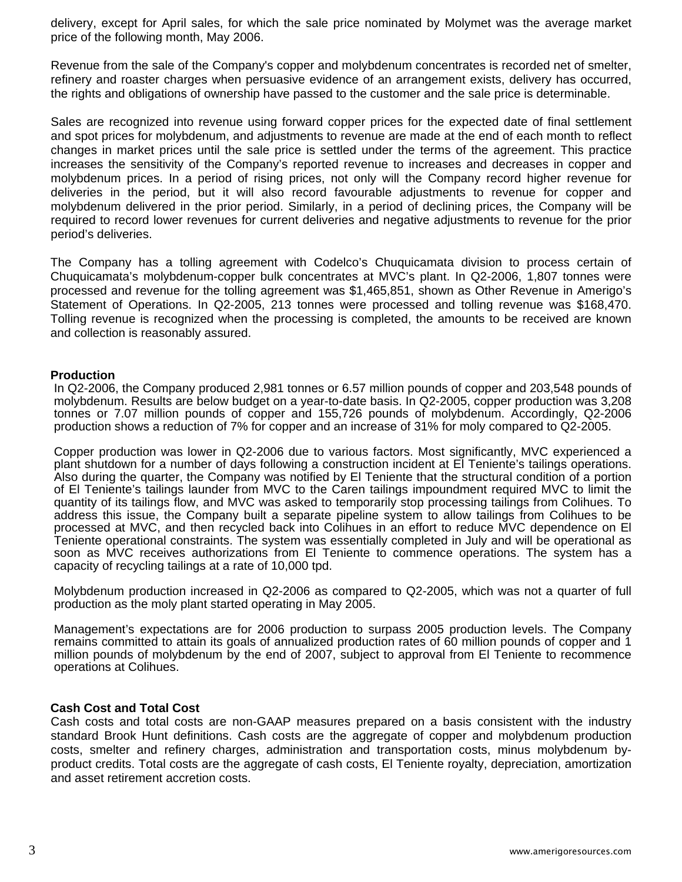delivery, except for April sales, for which the sale price nominated by Molymet was the average market price of the following month, May 2006.

Revenue from the sale of the Company's copper and molybdenum concentrates is recorded net of smelter, refinery and roaster charges when persuasive evidence of an arrangement exists, delivery has occurred, the rights and obligations of ownership have passed to the customer and the sale price is determinable.

Sales are recognized into revenue using forward copper prices for the expected date of final settlement and spot prices for molybdenum, and adjustments to revenue are made at the end of each month to reflect changes in market prices until the sale price is settled under the terms of the agreement. This practice increases the sensitivity of the Company's reported revenue to increases and decreases in copper and molybdenum prices. In a period of rising prices, not only will the Company record higher revenue for deliveries in the period, but it will also record favourable adjustments to revenue for copper and molybdenum delivered in the prior period. Similarly, in a period of declining prices, the Company will be required to record lower revenues for current deliveries and negative adjustments to revenue for the prior period's deliveries.

The Company has a tolling agreement with Codelco's Chuquicamata division to process certain of Chuquicamata's molybdenum-copper bulk concentrates at MVC's plant. In Q2-2006, 1,807 tonnes were processed and revenue for the tolling agreement was $1,465,851, shown as Other Revenue in Amerigo's Statement of Operations. In Q2-2005, 213 tonnes were processed and tolling revenue was $168,470. Tolling revenue is recognized when the processing is completed, the amounts to be received are known and collection is reasonably assured.

**Production**

In Q2-2006, the Company produced 2,981 tonnes or 6.57 million pounds of copper and 203,548 pounds of molybdenum. Results are below budget on a year-to-date basis. In Q2-2005, copper production was 3,208 tonnes or 7.07 million pounds of copper and 155,726 pounds of molybdenum. Accordingly, Q2-2006 production shows a reduction of 7% for copper and an increase of 31% for moly compared to Q2-2005.

Copper production was lower in Q2-2006 due to various factors. Most significantly, MVC experienced a plant shutdown for a number of days following a construction incident at El Teniente's tailings operations. Also during the quarter, the Company was notified by El Teniente that the structural condition of a portion of El Teniente's tailings launder from MVC to the Caren tailings impoundment required MVC to limit the quantity of its tailings flow, and MVC was asked to temporarily stop processing tailings from Colihues. To address this issue, the Company built a separate pipeline system to allow tailings from Colihues to be processed at MVC, and then recycled back into Colihues in an effort to reduce MVC dependence on El Teniente operational constraints. The system was essentially completed in July and will be operational as soon as MVC receives authorizations from El Teniente to commence operations. The system has a capacity of recycling tailings at a rate of 10,000 tpd.

Molybdenum production increased in Q2-2006 as compared to Q2-2005, which was not a quarter of full production as the moly plant started operating in May 2005.

Management's expectations are for 2006 production to surpass 2005 production levels. The Company remains committed to attain its goals of annualized production rates of 60 million pounds of copper and 1 million pounds of molybdenum by the end of 2007, subject to approval from El Teniente to recommence operations at Colihues.

**Cash Cost and Total Cost**

Cash costs and total costs are non-GAAP measures prepared on a basis consistent with the industry standard Brook Hunt definitions. Cash costs are the aggregate of copper and molybdenum production costs, smelter and refinery charges, administration and transportation costs, minus molybdenum by-product credits. Total costs are the aggregate of cash costs, El Teniente royalty, depreciation, amortization and asset retirement accretion costs.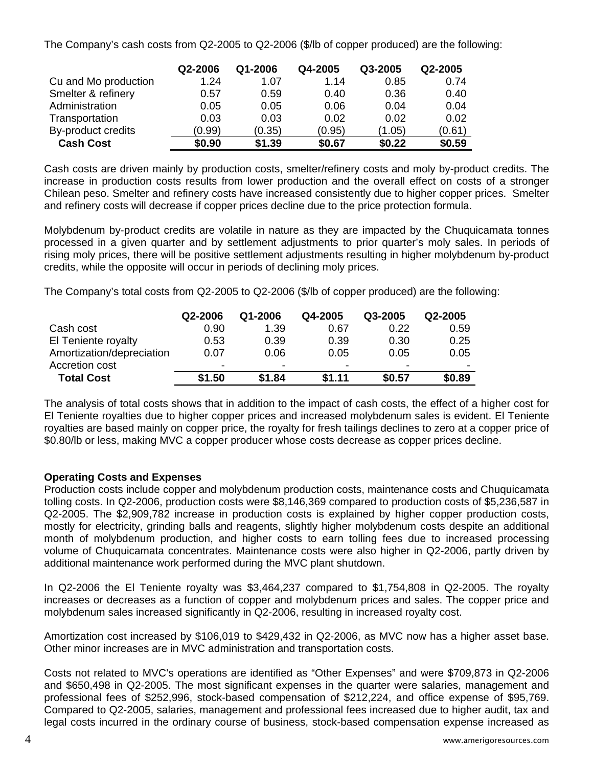The Company's cash costs from Q2-2005 to Q2-2006 ($/lb of copper produced) are the following:

| | Q2-2006 | Q1-2006 | Q4-2005 | Q3-2005 | Q2-2005 |
|---|---|---|---|---|---|
| Cu and Mo production | 1.24 | 1.07 | 1.14 | 0.85 | 0.74 |
| Smelter & refinery | 0.57 | 0.59 | 0.40 | 0.36 | 0.40 |
| Administration | 0.05 | 0.05 | 0.06 | 0.04 | 0.04 |
| Transportation | 0.03 | 0.03 | 0.02 | 0.02 | 0.02 |
| By-product credits | (0.99) | (0.35) | (0.95) | (1.05) | (0.61) |
| **Cash Cost** | **$0.90** | **$1.39** | **$0.67** | **$0.22** | **$0.59** |

Cash costs are driven mainly by production costs, smelter/refinery costs and moly by-product credits. The increase in production costs results from lower production and the overall effect on costs of a stronger Chilean peso. Smelter and refinery costs have increased consistently due to higher copper prices. Smelter and refinery costs will decrease if copper prices decline due to the price protection formula.

Molybdenum by-product credits are volatile in nature as they are impacted by the Chuquicamata tonnes processed in a given quarter and by settlement adjustments to prior quarter's moly sales. In periods of rising moly prices, there will be positive settlement adjustments resulting in higher molybdenum by-product credits, while the opposite will occur in periods of declining moly prices.

The Company's total costs from Q2-2005 to Q2-2006 ($/lb of copper produced) are the following:

| | Q2-2006 | Q1-2006 | Q4-2005 | Q3-2005 | Q2-2005 |
|---|---|---|---|---|---|
| Cash cost | 0.90 | 1.39 | 0.67 | 0.22 | 0.59 |
| El Teniente royalty | 0.53 | 0.39 | 0.39 | 0.30 | 0.25 |
| Amortization/depreciation | 0.07 | 0.06 | 0.05 | 0.05 | 0.05 |
| Accretion cost | - | - | - | - | - |
| **Total Cost** | **$1.50** | **$1.84** | **$1.11** | **$0.57** | **$0.89** |

The analysis of total costs shows that in addition to the impact of cash costs, the effect of a higher cost for El Teniente royalties due to higher copper prices and increased molybdenum sales is evident. El Teniente royalties are based mainly on copper price, the royalty for fresh tailings declines to zero at a copper price of $0.80/lb or less, making MVC a copper producer whose costs decrease as copper prices decline.

**Operating Costs and Expenses**

Production costs include copper and molybdenum production costs, maintenance costs and Chuquicamata tolling costs. In Q2-2006, production costs were $8,146,369 compared to production costs of $5,236,587 in Q2-2005. The $2,909,782 increase in production costs is explained by higher copper production costs, mostly for electricity, grinding balls and reagents, slightly higher molybdenum costs despite an additional month of molybdenum production, and higher costs to earn tolling fees due to increased processing volume of Chuquicamata concentrates. Maintenance costs were also higher in Q2-2006, partly driven by additional maintenance work performed during the MVC plant shutdown.

In Q2-2006 the El Teniente royalty was $3,464,237 compared to $1,754,808 in Q2-2005. The royalty increases or decreases as a function of copper and molybdenum prices and sales. The copper price and molybdenum sales increased significantly in Q2-2006, resulting in increased royalty cost.

Amortization cost increased by $106,019 to $429,432 in Q2-2006, as MVC now has a higher asset base. Other minor increases are in MVC administration and transportation costs.

Costs not related to MVC's operations are identified as "Other Expenses" and were $709,873 in Q2-2006 and $650,498 in Q2-2005. The most significant expenses in the quarter were salaries, management and professional fees of $252,996, stock-based compensation of $212,224, and office expense of $95,769. Compared to Q2-2005, salaries, management and professional fees increased due to higher audit, tax and legal costs incurred in the ordinary course of business, stock-based compensation expense increased as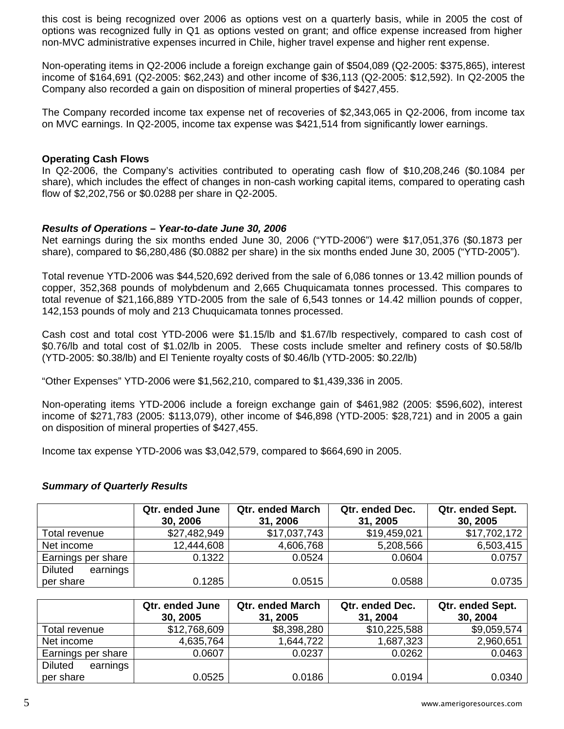this cost is being recognized over 2006 as options vest on a quarterly basis, while in 2005 the cost of options was recognized fully in Q1 as options vested on grant; and office expense increased from higher non-MVC administrative expenses incurred in Chile, higher travel expense and higher rent expense.

Non-operating items in Q2-2006 include a foreign exchange gain of $504,089 (Q2-2005: $375,865), interest income of $164,691 (Q2-2005: $62,243) and other income of $36,113 (Q2-2005: $12,592). In Q2-2005 the Company also recorded a gain on disposition of mineral properties of $427,455.

The Company recorded income tax expense net of recoveries of $2,343,065 in Q2-2006, from income tax on MVC earnings. In Q2-2005, income tax expense was $421,514 from significantly lower earnings.

**Operating Cash Flows**

In Q2-2006, the Company's activities contributed to operating cash flow of $10,208,246 ($0.1084 per share), which includes the effect of changes in non-cash working capital items, compared to operating cash flow of $2,202,756 or $0.0288 per share in Q2-2005.

***Results of Operations – Year-to-date June 30, 2006***

Net earnings during the six months ended June 30, 2006 ("YTD-2006") were $17,051,376 ($0.1873 per share), compared to $6,280,486 ($0.0882 per share) in the six months ended June 30, 2005 ("YTD-2005").

Total revenue YTD-2006 was $44,520,692 derived from the sale of 6,086 tonnes or 13.42 million pounds of copper, 352,368 pounds of molybdenum and 2,665 Chuquicamata tonnes processed. This compares to total revenue of $21,166,889 YTD-2005 from the sale of 6,543 tonnes or 14.42 million pounds of copper, 142,153 pounds of moly and 213 Chuquicamata tonnes processed.

Cash cost and total cost YTD-2006 were $1.15/lb and $1.67/lb respectively, compared to cash cost of $0.76/lb and total cost of $1.02/lb in 2005. These costs include smelter and refinery costs of $0.58/lb (YTD-2005: $0.38/lb) and El Teniente royalty costs of $0.46/lb (YTD-2005: $0.22/lb)

"Other Expenses" YTD-2006 were $1,562,210, compared to $1,439,336 in 2005.

Non-operating items YTD-2006 include a foreign exchange gain of $461,982 (2005: $596,602), interest income of $271,783 (2005: $113,079), other income of $46,898 (YTD-2005: $28,721) and in 2005 a gain on disposition of mineral properties of $427,455.

Income tax expense YTD-2006 was $3,042,579, compared to $664,690 in 2005.

***Summary of Quarterly Results***

| | Qtr. ended June 30, 2006 | Qtr. ended March 31, 2006 | Qtr. ended Dec. 31, 2005 | Qtr. ended Sept. 30, 2005 |
|---|---|---|---|---|
| Total revenue | $27,482,949 | $17,037,743 | $19,459,021 | $17,702,172 |
| Net income | 12,444,608 | 4,606,768 | 5,208,566 | 6,503,415 |
| Earnings per share | 0.1322 | 0.0524 | 0.0604 | 0.0757 |
| Diluted earnings per share | 0.1285 | 0.0515 | 0.0588 | 0.0735 |

| | Qtr. ended June 30, 2005 | Qtr. ended March 31, 2005 | Qtr. ended Dec. 31, 2004 | Qtr. ended Sept. 30, 2004 |
|---|---|---|---|---|
| Total revenue | $12,768,609 | $8,398,280 | $10,225,588 | $9,059,574 |
| Net income | 4,635,764 | 1,644,722 | 1,687,323 | 2,960,651 |
| Earnings per share | 0.0607 | 0.0237 | 0.0262 | 0.0463 |
| Diluted earnings per share | 0.0525 | 0.0186 | 0.0194 | 0.0340 |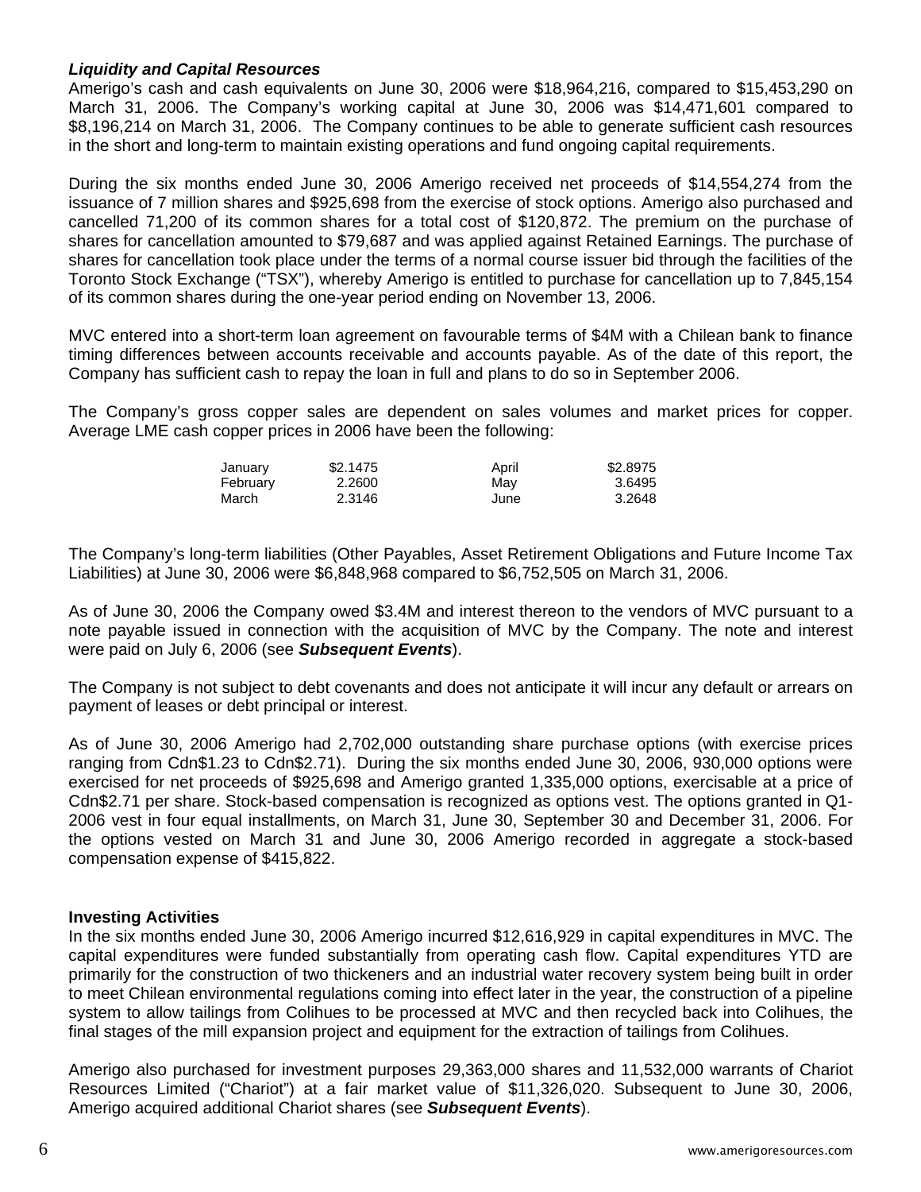### ***Liquidity and Capital Resources***

Amerigo's cash and cash equivalents on June 30, 2006 were $18,964,216, compared to $15,453,290 on March 31, 2006. The Company's working capital at June 30, 2006 was $14,471,601 compared to $8,196,214 on March 31, 2006. The Company continues to be able to generate sufficient cash resources in the short and long-term to maintain existing operations and fund ongoing capital requirements.

During the six months ended June 30, 2006 Amerigo received net proceeds of $14,554,274 from the issuance of 7 million shares and $925,698 from the exercise of stock options. Amerigo also purchased and cancelled 71,200 of its common shares for a total cost of $120,872. The premium on the purchase of shares for cancellation amounted to $79,687 and was applied against Retained Earnings. The purchase of shares for cancellation took place under the terms of a normal course issuer bid through the facilities of the Toronto Stock Exchange ("TSX"), whereby Amerigo is entitled to purchase for cancellation up to 7,845,154 of its common shares during the one-year period ending on November 13, 2006.

MVC entered into a short-term loan agreement on favourable terms of $4M with a Chilean bank to finance timing differences between accounts receivable and accounts payable. As of the date of this report, the Company has sufficient cash to repay the loan in full and plans to do so in September 2006.

The Company's gross copper sales are dependent on sales volumes and market prices for copper. Average LME cash copper prices in 2006 have been the following:

| | | | |
|---|---|---|---|
| January | $2.1475 | April | $2.8975 |
| February | 2.2600 | May | 3.6495 |
| March | 2.3146 | June | 3.2648 |

The Company's long-term liabilities (Other Payables, Asset Retirement Obligations and Future Income Tax Liabilities) at June 30, 2006 were $6,848,968 compared to $6,752,505 on March 31, 2006.

As of June 30, 2006 the Company owed $3.4M and interest thereon to the vendors of MVC pursuant to a note payable issued in connection with the acquisition of MVC by the Company. The note and interest were paid on July 6, 2006 (see ***Subsequent Events***).

The Company is not subject to debt covenants and does not anticipate it will incur any default or arrears on payment of leases or debt principal or interest.

As of June 30, 2006 Amerigo had 2,702,000 outstanding share purchase options (with exercise prices ranging from Cdn$1.23 to Cdn$2.71). During the six months ended June 30, 2006, 930,000 options were exercised for net proceeds of $925,698 and Amerigo granted 1,335,000 options, exercisable at a price of Cdn$2.71 per share. Stock-based compensation is recognized as options vest. The options granted in Q1-2006 vest in four equal installments, on March 31, June 30, September 30 and December 31, 2006. For the options vested on March 31 and June 30, 2006 Amerigo recorded in aggregate a stock-based compensation expense of $415,822.

### **Investing Activities**

In the six months ended June 30, 2006 Amerigo incurred $12,616,929 in capital expenditures in MVC. The capital expenditures were funded substantially from operating cash flow. Capital expenditures YTD are primarily for the construction of two thickeners and an industrial water recovery system being built in order to meet Chilean environmental regulations coming into effect later in the year, the construction of a pipeline system to allow tailings from Colihues to be processed at MVC and then recycled back into Colihues, the final stages of the mill expansion project and equipment for the extraction of tailings from Colihues.

Amerigo also purchased for investment purposes 29,363,000 shares and 11,532,000 warrants of Chariot Resources Limited ("Chariot") at a fair market value of $11,326,020. Subsequent to June 30, 2006, Amerigo acquired additional Chariot shares (see ***Subsequent Events***).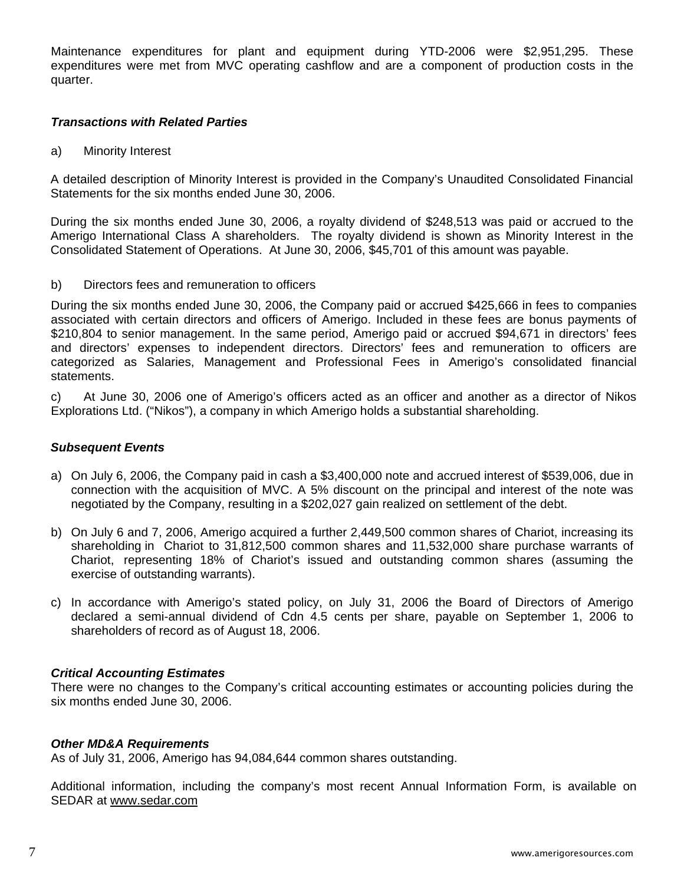Maintenance expenditures for plant and equipment during YTD-2006 were $2,951,295. These expenditures were met from MVC operating cashflow and are a component of production costs in the quarter.

### *Transactions with Related Parties*

a) Minority Interest

A detailed description of Minority Interest is provided in the Company's Unaudited Consolidated Financial Statements for the six months ended June 30, 2006.

During the six months ended June 30, 2006, a royalty dividend of $248,513 was paid or accrued to the Amerigo International Class A shareholders. The royalty dividend is shown as Minority Interest in the Consolidated Statement of Operations. At June 30, 2006, $45,701 of this amount was payable.

b) Directors fees and remuneration to officers

During the six months ended June 30, 2006, the Company paid or accrued $425,666 in fees to companies associated with certain directors and officers of Amerigo. Included in these fees are bonus payments of $210,804 to senior management. In the same period, Amerigo paid or accrued $94,671 in directors' fees and directors' expenses to independent directors. Directors' fees and remuneration to officers are categorized as Salaries, Management and Professional Fees in Amerigo's consolidated financial statements.

c) At June 30, 2006 one of Amerigo's officers acted as an officer and another as a director of Nikos Explorations Ltd. ("Nikos"), a company in which Amerigo holds a substantial shareholding.

### *Subsequent Events*

a) On July 6, 2006, the Company paid in cash a $3,400,000 note and accrued interest of $539,006, due in connection with the acquisition of MVC. A 5% discount on the principal and interest of the note was negotiated by the Company, resulting in a $202,027 gain realized on settlement of the debt.

b) On July 6 and 7, 2006, Amerigo acquired a further 2,449,500 common shares of Chariot, increasing its shareholding in Chariot to 31,812,500 common shares and 11,532,000 share purchase warrants of Chariot, representing 18% of Chariot's issued and outstanding common shares (assuming the exercise of outstanding warrants).

c) In accordance with Amerigo's stated policy, on July 31, 2006 the Board of Directors of Amerigo declared a semi-annual dividend of Cdn 4.5 cents per share, payable on September 1, 2006 to shareholders of record as of August 18, 2006.

### *Critical Accounting Estimates*

There were no changes to the Company's critical accounting estimates or accounting policies during the six months ended June 30, 2006.

### *Other MD&A Requirements*

As of July 31, 2006, Amerigo has 94,084,644 common shares outstanding.

Additional information, including the company's most recent Annual Information Form, is available on SEDAR at www.sedar.com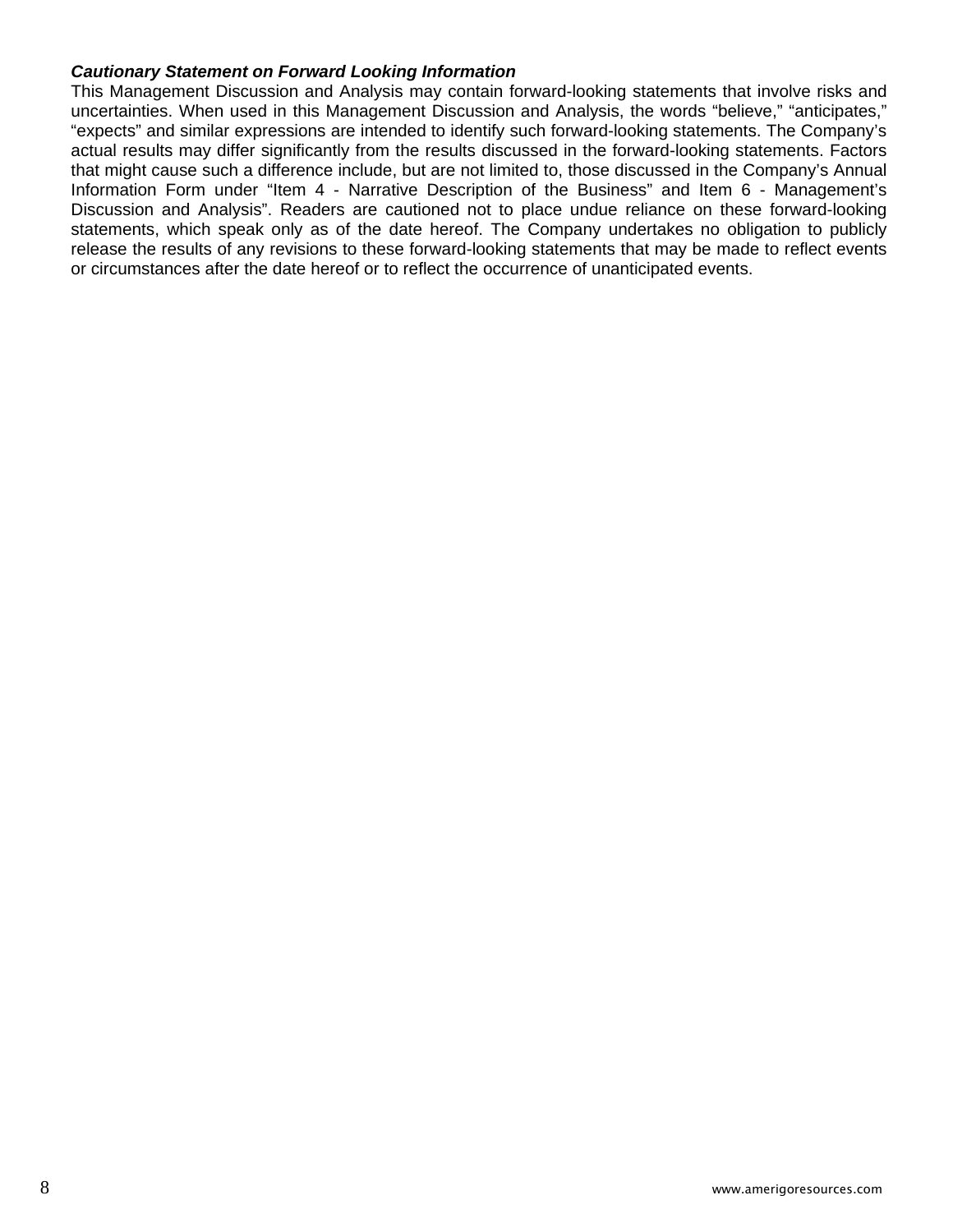***Cautionary Statement on Forward Looking Information***

This Management Discussion and Analysis may contain forward-looking statements that involve risks and uncertainties. When used in this Management Discussion and Analysis, the words “believe,” “anticipates,” “expects” and similar expressions are intended to identify such forward-looking statements. The Company’s actual results may differ significantly from the results discussed in the forward-looking statements. Factors that might cause such a difference include, but are not limited to, those discussed in the Company’s Annual Information Form under “Item 4 - Narrative Description of the Business” and Item 6 - Management’s Discussion and Analysis”. Readers are cautioned not to place undue reliance on these forward-looking statements, which speak only as of the date hereof. The Company undertakes no obligation to publicly release the results of any revisions to these forward-looking statements that may be made to reflect events or circumstances after the date hereof or to reflect the occurrence of unanticipated events.